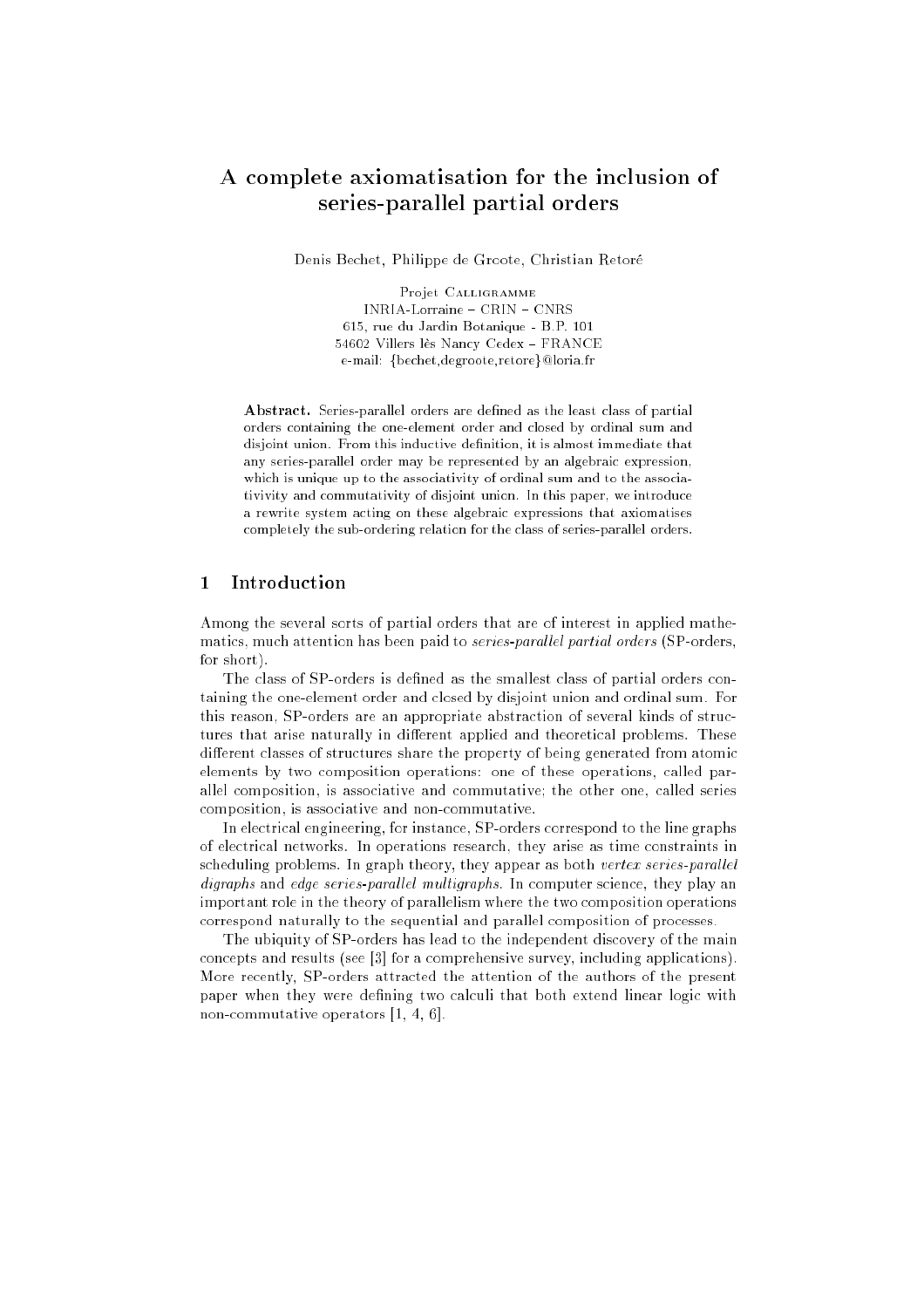# A complete axiomatisation for the inclusion of series-parallel partial orders

Denis Bechet, Philippe de Groote, Christian Retoré

Projet Calligramme
INRIA-Lorraine – CRIN – CNRS
615, rue du Jardin Botanique - B.P. 101
54602 Villers lès Nancy Cedex – FRANCE
e-mail: {bechet,degroote,retore}@loria.fr

**Abstract.** Series-parallel orders are defined as the least class of partial orders containing the one-element order and closed by ordinal sum and disjoint union. From this inductive definition, it is almost immediate that any series-parallel order may be represented by an algebraic expression, which is unique up to the associativity of ordinal sum and to the associativity and commutativity of disjoint union. In this paper, we introduce a rewrite system acting on these algebraic expressions that axiomatises completely the sub-ordering relation for the class of series-parallel orders.

## 1 Introduction

Among the several sorts of partial orders that are of interest in applied mathematics, much attention has been paid to *series-parallel partial orders* (SP-orders, for short).

The class of SP-orders is defined as the smallest class of partial orders containing the one-element order and closed by disjoint union and ordinal sum. For this reason, SP-orders are an appropriate abstraction of several kinds of structures that arise naturally in different applied and theoretical problems. These different classes of structures share the property of being generated from atomic elements by two composition operations: one of these operations, called parallel composition, is associative and commutative; the other one, called series composition, is associative and non-commutative.

In electrical engineering, for instance, SP-orders correspond to the line graphs of electrical networks. In operations research, they arise as time constraints in scheduling problems. In graph theory, they appear as both *vertex series-parallel digraphs* and *edge series-parallel multigraphs*. In computer science, they play an important role in the theory of parallelism where the two composition operations correspond naturally to the sequential and parallel composition of processes.

The ubiquity of SP-orders has lead to the independent discovery of the main concepts and results (see [3] for a comprehensive survey, including applications). More recently, SP-orders attracted the attention of the authors of the present paper when they were defining two calculi that both extend linear logic with non-commutative operators [1, 4, 6].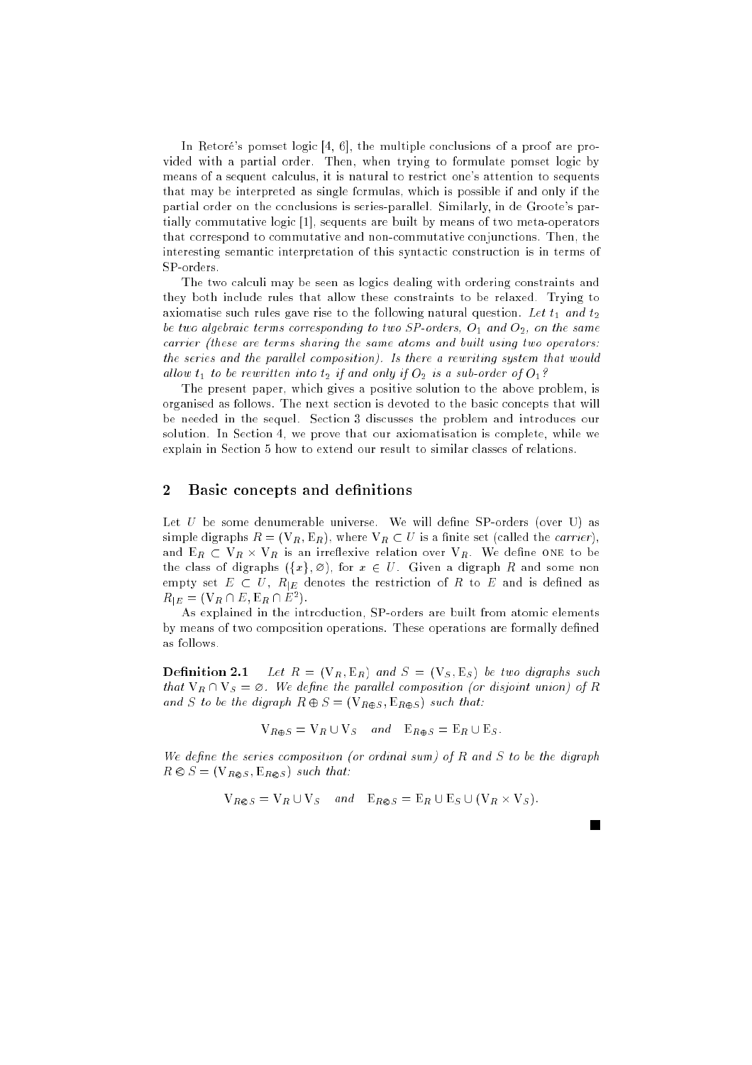In Retoré's pomset logic [4, 6], the multiple conclusions of a proof are provided with a partial order. Then, when trying to formulate pomset logic by means of a sequent calculus, it is natural to restrict one's attention to sequents that may be interpreted as single formulas, which is possible if and only if the partial order on the conclusions is series-parallel. Similarly, in de Groote's partially commutative logic [1], sequents are built by means of two meta-operators that correspond to commutative and non-commutative conjunctions. Then, the interesting semantic interpretation of this syntactic construction is in terms of SP-orders.

The two calculi may be seen as logics dealing with ordering constraints and they both include rules that allow these constraints to be relaxed. Trying to axiomatise such rules gave rise to the following natural question. *Let $t_1$ and $t_2$ be two algebraic terms corresponding to two SP-orders, $O_1$ and $O_2$, on the same carrier (these are terms sharing the same atoms and built using two operators: the series and the parallel composition). Is there a rewriting system that would allow $t_1$ to be rewritten into $t_2$ if and only if $O_2$ is a sub-order of $O_1$?*

The present paper, which gives a positive solution to the above problem, is organised as follows. The next section is devoted to the basic concepts that will be needed in the sequel. Section 3 discusses the problem and introduces our solution. In Section 4, we prove that our axiomatisation is complete, while we explain in Section 5 how to extend our result to similar classes of relations.

## 2 Basic concepts and definitions

Let $U$ be some denumerable universe. We will define SP-orders (over U) as simple digraphs $R = (\mathrm{V}_R, \mathrm{E}_R)$, where $\mathrm{V}_R \subset U$ is a finite set (called the *carrier*), and $\mathrm{E}_R \subset \mathrm{V}_R \times \mathrm{V}_R$ is an irreflexive relation over $\mathrm{V}_R$. We define ONE to be the class of digraphs $(\{x\}, \varnothing)$, for $x \in U$. Given a digraph $R$ and some non empty set $E \subset U$, $R_{|E}$ denotes the restriction of $R$ to $E$ and is defined as $R_{|E} = (\mathrm{V}_R \cap E, \mathrm{E}_R \cap E^2)$.

As explained in the introduction, SP-orders are built from atomic elements by means of two composition operations. These operations are formally defined as follows.

**Definition 2.1** *Let $R = (\mathrm{V}_R, \mathrm{E}_R)$ and $S = (\mathrm{V}_S, \mathrm{E}_S)$ be two digraphs such that $\mathrm{V}_R \cap \mathrm{V}_S = \varnothing$. We define the parallel composition (or disjoint union) of $R$ and $S$ to be the digraph $R \oplus S = (\mathrm{V}_{R\oplus S}, \mathrm{E}_{R\oplus S})$ such that:*

$$\mathrm{V}_{R\oplus S} = \mathrm{V}_R \cup \mathrm{V}_S \quad \textit{and} \quad \mathrm{E}_{R\oplus S} = \mathrm{E}_R \cup \mathrm{E}_S.$$

*We define the series composition (or ordinal sum) of $R$ and $S$ to be the digraph $R \oslash S = (\mathrm{V}_{R\oslash S}, \mathrm{E}_{R\oslash S})$ such that:*

$$\mathrm{V}_{R\oslash S} = \mathrm{V}_R \cup \mathrm{V}_S \quad \textit{and} \quad \mathrm{E}_{R\oslash S} = \mathrm{E}_R \cup \mathrm{E}_S \cup (\mathrm{V}_R \times \mathrm{V}_S).$$

■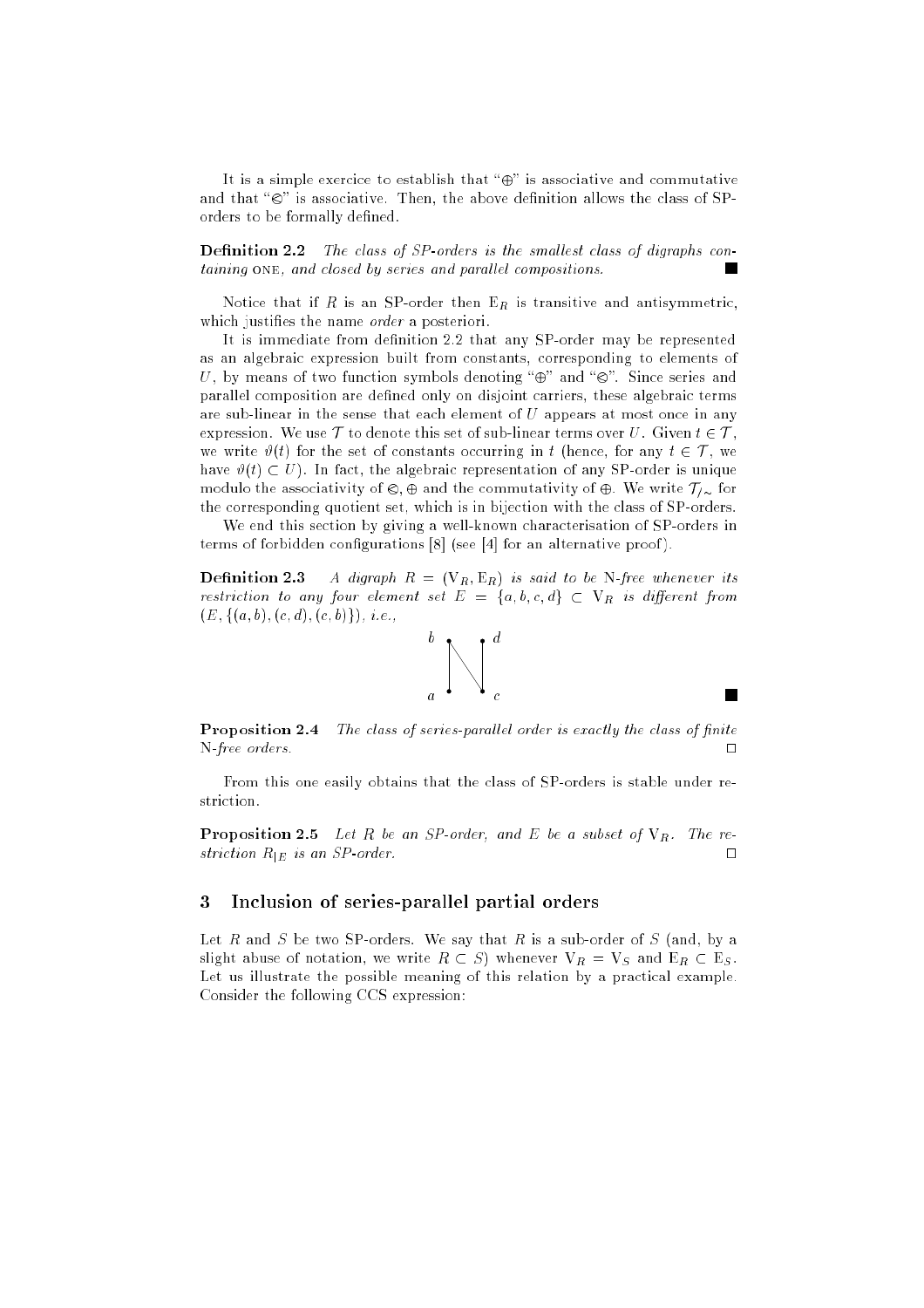It is a simple exercice to establish that "$\oplus$" is associative and commutative and that "$\otimes$" is associative. Then, the above definition allows the class of SP-orders to be formally defined.

**Definition 2.2** *The class of SP-orders is the smallest class of digraphs containing* ONE*, and closed by series and parallel compositions.* ■

Notice that if $R$ is an SP-order then $E_R$ is transitive and antisymmetric, which justifies the name *order* a posteriori.

It is immediate from definition 2.2 that any SP-order may be represented as an algebraic expression built from constants, corresponding to elements of $U$, by means of two function symbols denoting "$\oplus$" and "$\otimes$". Since series and parallel composition are defined only on disjoint carriers, these algebraic terms are sub-linear in the sense that each element of $U$ appears at most once in any expression. We use $\mathcal{T}$ to denote this set of sub-linear terms over $U$. Given $t \in \mathcal{T}$, we write $\vartheta(t)$ for the set of constants occurring in $t$ (hence, for any $t \in \mathcal{T}$, we have $\vartheta(t) \subset U$). In fact, the algebraic representation of any SP-order is unique modulo the associativity of $\otimes, \oplus$ and the commutativity of $\oplus$. We write $\mathcal{T}_{/\sim}$ for the corresponding quotient set, which is in bijection with the class of SP-orders.

We end this section by giving a well-known characterisation of SP-orders in terms of forbidden configurations [8] (see [4] for an alternative proof).

**Definition 2.3** *A digraph $R = (V_R, E_R)$ is said to be* N*-free whenever its restriction to any four element set $E = \{a, b, c, d\} \subset V_R$ is different from $(E, \{(a, b), (c, d), (c, b)\})$, i.e.,*

```
b •   • d
  |  /
  | /
a •   • c
```

■

**Proposition 2.4** *The class of series-parallel order is exactly the class of finite* N*-free orders.* □

From this one easily obtains that the class of SP-orders is stable under restriction.

**Proposition 2.5** *Let $R$ be an SP-order, and $E$ be a subset of $V_R$. The restriction $R_{|E}$ is an SP-order.* □

## 3 Inclusion of series-parallel partial orders

Let $R$ and $S$ be two SP-orders. We say that $R$ is a sub-order of $S$ (and, by a slight abuse of notation, we write $R \subset S$) whenever $V_R = V_S$ and $E_R \subset E_S$. Let us illustrate the possible meaning of this relation by a practical example. Consider the following CCS expression: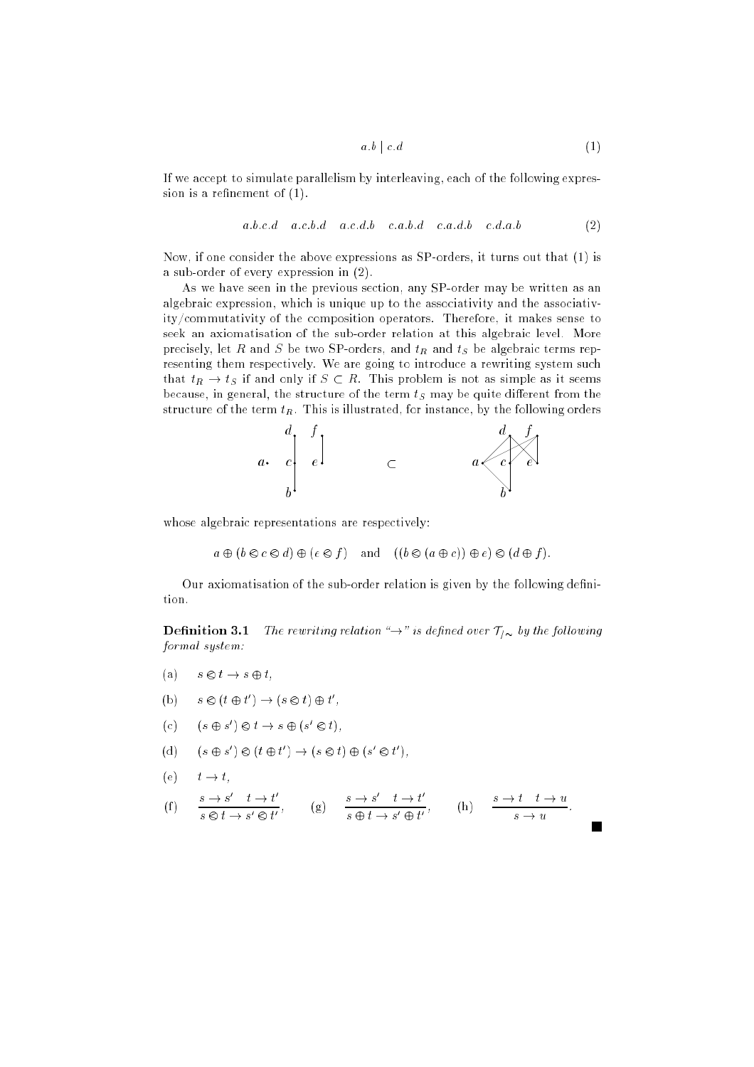$$a.b \mid c.d \tag{1}$$

If we accept to simulate parallelism by interleaving, each of the following expression is a refinement of (1).

$$a.b.c.d \quad a.c.b.d \quad a.c.d.b \quad c.a.b.d \quad c.a.d.b \quad c.d.a.b \tag{2}$$

Now, if one consider the above expressions as SP-orders, it turns out that (1) is a sub-order of every expression in (2).

As we have seen in the previous section, any SP-order may be written as an algebraic expression, which is unique up to the associativity and the associativity/commutativity of the composition operators. Therefore, it makes sense to seek an axiomatisation of the sub-order relation at this algebraic level. More precisely, let $R$ and $S$ be two SP-orders, and $t_R$ and $t_S$ be algebraic terms representing them respectively. We are going to introduce a rewriting system such that $t_R \to t_S$ if and only if $S \subset R$. This problem is not as simple as it seems because, in general, the structure of the term $t_S$ may be quite different from the structure of the term $t_R$. This is illustrated, for instance, by the following orders

whose algebraic representations are respectively:

$$a \oplus (b \otimes c \otimes d) \oplus (e \otimes f) \quad \text{and} \quad ((b \otimes (a \oplus c)) \oplus e) \otimes (d \oplus f).$$

Our axiomatisation of the sub-order relation is given by the following definition.

**Definition 3.1** *The rewriting relation "$\to$" is defined over $\mathcal{T}_{/\sim}$ by the following formal system:*

(a) $\quad s \otimes t \to s \oplus t,$

(b) $\quad s \otimes (t \oplus t') \to (s \otimes t) \oplus t',$

(c) $\quad (s \oplus s') \otimes t \to s \oplus (s' \otimes t),$

(d) $\quad (s \oplus s') \otimes (t \oplus t') \to (s \otimes t) \oplus (s' \otimes t'),$

(e) $\quad t \to t,$

(f) $\quad \dfrac{s \to s' \quad t \to t'}{s \otimes t \to s' \otimes t'}, \qquad$ (g) $\quad \dfrac{s \to s' \quad t \to t'}{s \oplus t \to s' \oplus t'}, \qquad$ (h) $\quad \dfrac{s \to t \quad t \to u}{s \to u}.$

■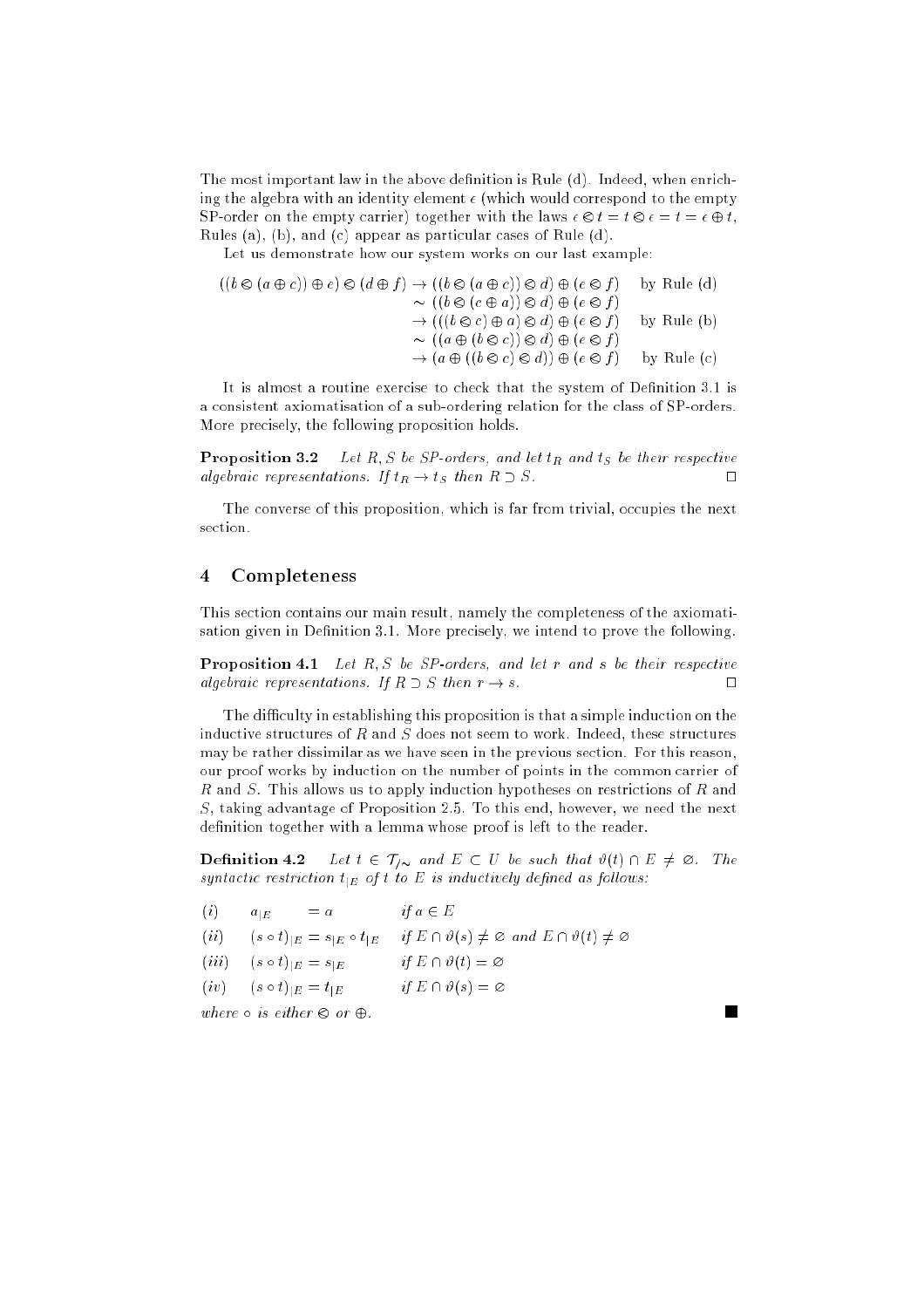The most important law in the above definition is Rule (d). Indeed, when enriching the algebra with an identity element $\epsilon$ (which would correspond to the empty SP-order on the empty carrier) together with the laws $\epsilon \otimes t = t \otimes \epsilon = t = \epsilon \oplus t$, Rules (a), (b), and (c) appear as particular cases of Rule (d).

Let us demonstrate how our system works on our last example:

$$
\begin{aligned}
((b \otimes (a \oplus c)) \oplus e) \otimes (d \oplus f) &\rightarrow ((b \otimes (a \oplus c)) \otimes d) \oplus (e \otimes f) && \text{by Rule (d)} \\
&\sim ((b \otimes (c \oplus a)) \otimes d) \oplus (e \otimes f) \\
&\rightarrow (((b \otimes c) \oplus a) \otimes d) \oplus (e \otimes f) && \text{by Rule (b)} \\
&\sim ((a \oplus (b \otimes c)) \otimes d) \oplus (e \otimes f) \\
&\rightarrow (a \oplus ((b \otimes c) \otimes d)) \oplus (e \otimes f) && \text{by Rule (c)}
\end{aligned}
$$

It is almost a routine exercise to check that the system of Definition 3.1 is a consistent axiomatisation of a sub-ordering relation for the class of SP-orders. More precisely, the following proposition holds.

**Proposition 3.2** *Let $R, S$ be SP-orders, and let $t_R$ and $t_S$ be their respective algebraic representations. If $t_R \rightarrow t_S$ then $R \supset S$.* □

The converse of this proposition, which is far from trivial, occupies the next section.

## 4 Completeness

This section contains our main result, namely the completeness of the axiomatisation given in Definition 3.1. More precisely, we intend to prove the following.

**Proposition 4.1** *Let $R, S$ be SP-orders, and let $r$ and $s$ be their respective algebraic representations. If $R \supset S$ then $r \rightarrow s$.* □

The difficulty in establishing this proposition is that a simple induction on the inductive structures of $R$ and $S$ does not seem to work. Indeed, these structures may be rather dissimilar as we have seen in the previous section. For this reason, our proof works by induction on the number of points in the common carrier of $R$ and $S$. This allows us to apply induction hypotheses on restrictions of $R$ and $S$, taking advantage of Proposition 2.5. To this end, however, we need the next definition together with a lemma whose proof is left to the reader.

**Definition 4.2** *Let $t \in \mathcal{T}_{/\sim}$ and $E \subset U$ be such that $\vartheta(t) \cap E \neq \varnothing$. The syntactic restriction $t_{|E}$ of $t$ to $E$ is inductively defined as follows:*

| | | |
|---|---|---|
| $(i)$ | $a_{\vert E} = a$ | *if* $a \in E$ |
| $(ii)$ | $(s \circ t)_{\vert E} = s_{\vert E} \circ t_{\vert E}$ | *if* $E \cap \vartheta(s) \neq \varnothing$ *and* $E \cap \vartheta(t) \neq \varnothing$ |
| $(iii)$ | $(s \circ t)_{\vert E} = s_{\vert E}$ | *if* $E \cap \vartheta(t) = \varnothing$ |
| $(iv)$ | $(s \circ t)_{\vert E} = t_{\vert E}$ | *if* $E \cap \vartheta(s) = \varnothing$ |

*where $\circ$ is either $\otimes$ or $\oplus$.* ■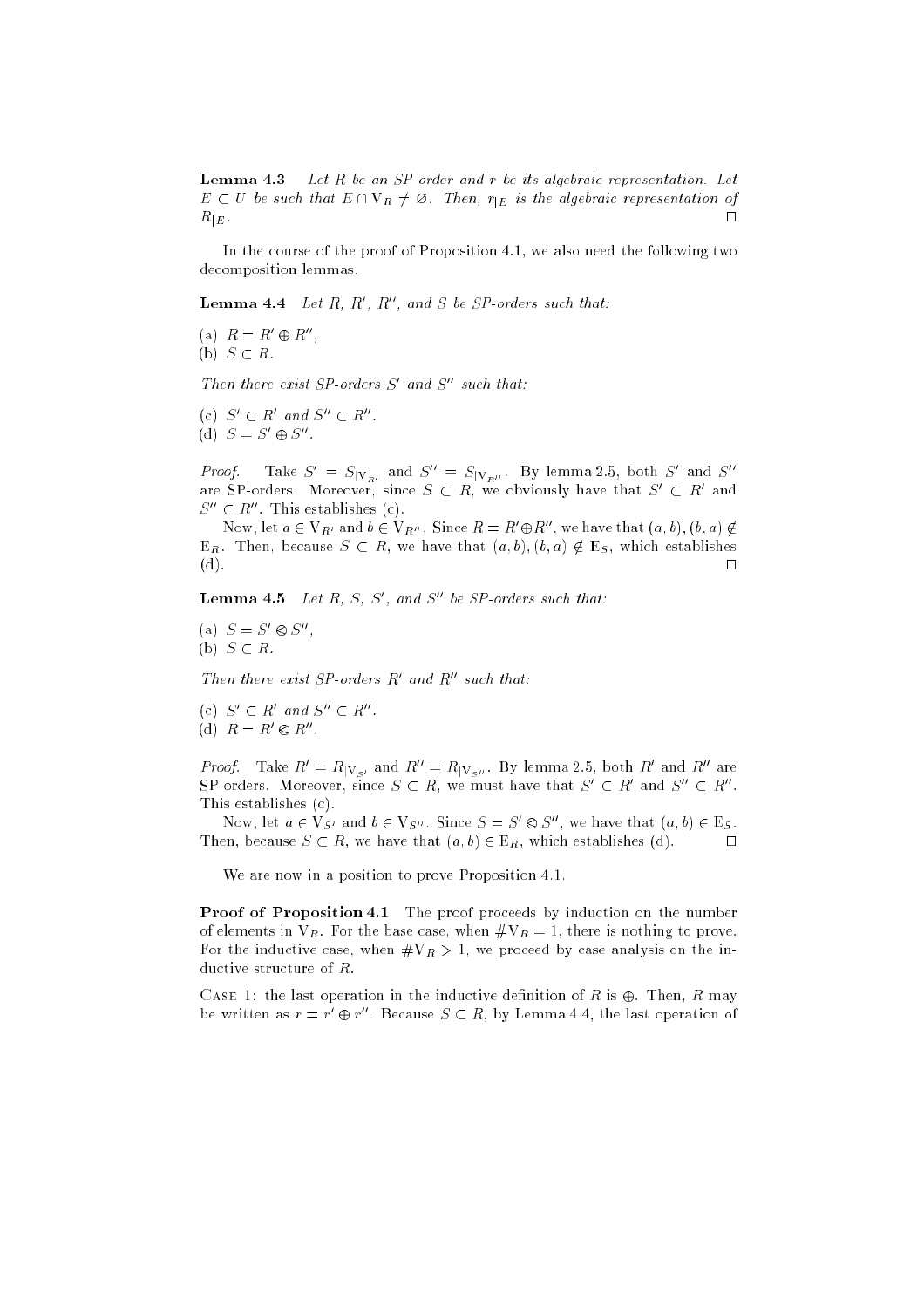**Lemma 4.3** *Let $R$ be an SP-order and $r$ be its algebraic representation. Let $E \subset U$ be such that $E \cap \mathrm{V}_R \neq \varnothing$. Then, $r_{|E}$ is the algebraic representation of $R_{|E}$.* $\square$

In the course of the proof of Proposition 4.1, we also need the following two decomposition lemmas.

**Lemma 4.4** *Let $R$, $R'$, $R''$, and $S$ be SP-orders such that:*

(a) $R = R' \oplus R''$,
(b) $S \subset R$.

*Then there exist SP-orders $S'$ and $S''$ such that:*

(c) $S' \subset R'$ and $S'' \subset R''$.
(d) $S = S' \oplus S''$.

*Proof.* Take $S' = S_{|\mathrm{V}_{R'}}$ and $S'' = S_{|\mathrm{V}_{R''}}$. By lemma 2.5, both $S'$ and $S''$ are SP-orders. Moreover, since $S \subset R$, we obviously have that $S' \subset R'$ and $S'' \subset R''$. This establishes (c).

Now, let $a \in \mathrm{V}_{R'}$ and $b \in \mathrm{V}_{R''}$. Since $R = R' \oplus R''$, we have that $(a, b), (b, a) \notin \mathrm{E}_R$. Then, because $S \subset R$, we have that $(a, b), (b, a) \notin \mathrm{E}_S$, which establishes (d). $\square$

**Lemma 4.5** *Let $R$, $S$, $S'$, and $S''$ be SP-orders such that:*

(a) $S = S' \otimes S''$,
(b) $S \subset R$.

*Then there exist SP-orders $R'$ and $R''$ such that:*

(c) $S' \subset R'$ and $S'' \subset R''$.
(d) $R = R' \otimes R''$.

*Proof.* Take $R' = R_{|\mathrm{V}_{S'}}$ and $R'' = R_{|\mathrm{V}_{S''}}$. By lemma 2.5, both $R'$ and $R''$ are SP-orders. Moreover, since $S \subset R$, we must have that $S' \subset R'$ and $S'' \subset R''$. This establishes (c).

Now, let $a \in \mathrm{V}_{S'}$ and $b \in \mathrm{V}_{S''}$. Since $S = S' \otimes S''$, we have that $(a, b) \in \mathrm{E}_S$. Then, because $S \subset R$, we have that $(a, b) \in \mathrm{E}_R$, which establishes (d). $\square$

We are now in a position to prove Proposition 4.1.

**Proof of Proposition 4.1** The proof proceeds by induction on the number of elements in $\mathrm{V}_R$. For the base case, when $\#\mathrm{V}_R = 1$, there is nothing to prove. For the inductive case, when $\#\mathrm{V}_R > 1$, we proceed by case analysis on the inductive structure of $R$.

CASE 1: the last operation in the inductive definition of $R$ is $\oplus$. Then, $R$ may be written as $r = r' \oplus r''$. Because $S \subset R$, by Lemma 4.4, the last operation of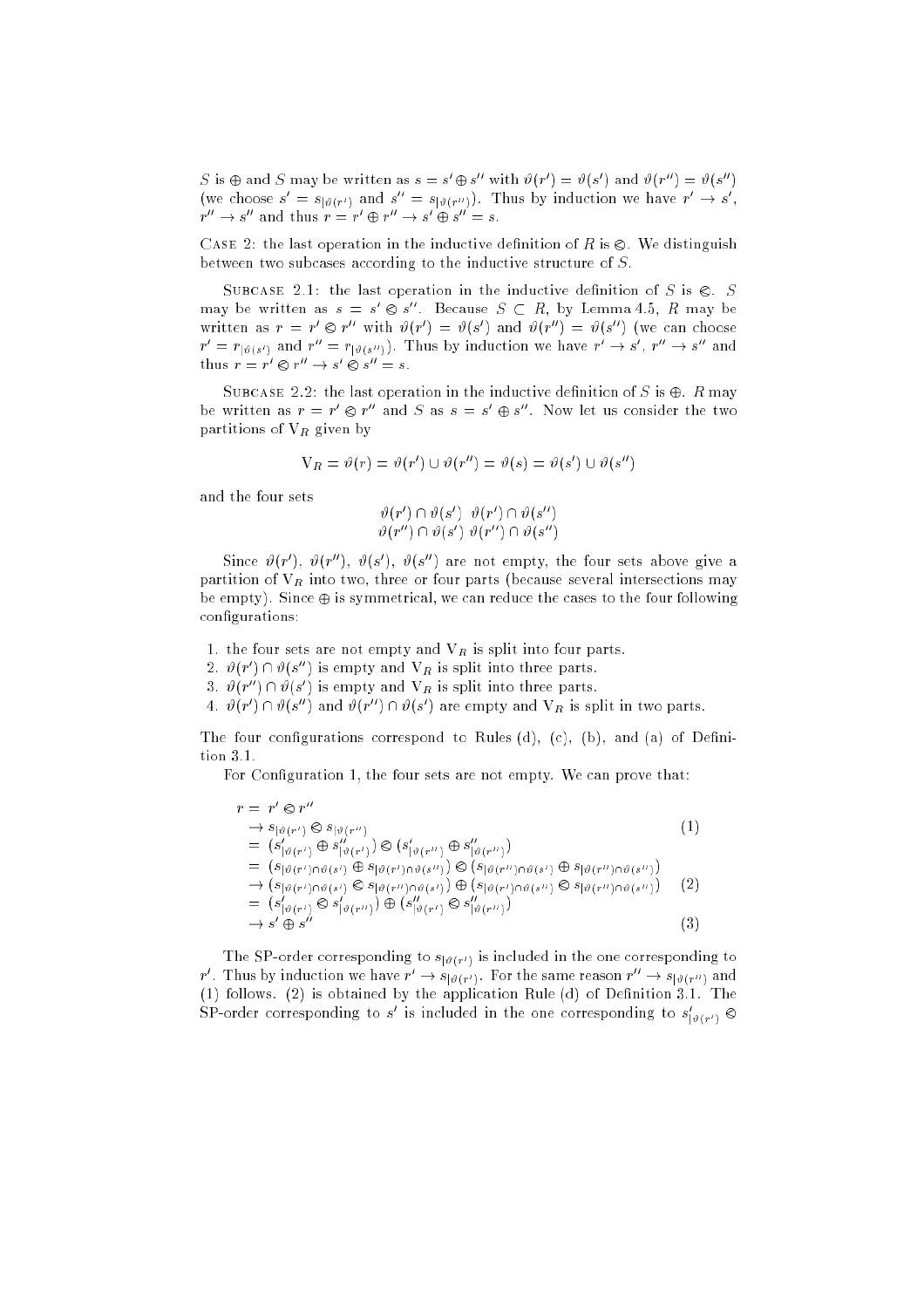$S$ is $\oplus$ and $S$ may be written as $s = s' \oplus s''$ with $\vartheta(r') = \vartheta(s')$ and $\vartheta(r'') = \vartheta(s'')$ (we choose $s' = s_{|\vartheta(r')}$ and $s'' = s_{|\vartheta(r'')}$). Thus by induction we have $r' \to s'$, $r'' \to s''$ and thus $r = r' \oplus r'' \to s' \oplus s'' = s$.

Case 2: the last operation in the inductive definition of $R$ is $\otimes$. We distinguish between two subcases according to the inductive structure of $S$.

Subcase 2.1: the last operation in the inductive definition of $S$ is $\otimes$. $S$ may be written as $s = s' \otimes s''$. Because $S \subset R$, by Lemma 4.5, $R$ may be written as $r = r' \otimes r''$ with $\vartheta(r') = \vartheta(s')$ and $\vartheta(r'') = \vartheta(s'')$ (we can choose $r' = r_{|\vartheta(s')}$ and $r'' = r_{|\vartheta(s'')}$). Thus by induction we have $r' \to s'$, $r'' \to s''$ and thus $r = r' \otimes r'' \to s' \otimes s'' = s$.

Subcase 2.2: the last operation in the inductive definition of $S$ is $\oplus$. $R$ may be written as $r = r' \otimes r''$ and $S$ as $s = s' \oplus s''$. Now let us consider the two partitions of $V_R$ given by

$$V_R = \vartheta(r) = \vartheta(r') \cup \vartheta(r'') = \vartheta(s) = \vartheta(s') \cup \vartheta(s'')$$

and the four sets

$$\begin{array}{ll} \vartheta(r') \cap \vartheta(s') & \vartheta(r') \cap \vartheta(s'') \\ \vartheta(r'') \cap \vartheta(s') & \vartheta(r'') \cap \vartheta(s'') \end{array}$$

Since $\vartheta(r')$, $\vartheta(r'')$, $\vartheta(s')$, $\vartheta(s'')$ are not empty, the four sets above give a partition of $V_R$ into two, three or four parts (because several intersections may be empty). Since $\oplus$ is symmetrical, we can reduce the cases to the four following configurations:

1. the four sets are not empty and $V_R$ is split into four parts.
2. $\vartheta(r') \cap \vartheta(s'')$ is empty and $V_R$ is split into three parts.
3. $\vartheta(r'') \cap \vartheta(s')$ is empty and $V_R$ is split into three parts.
4. $\vartheta(r') \cap \vartheta(s'')$ and $\vartheta(r'') \cap \vartheta(s')$ are empty and $V_R$ is split in two parts.

The four configurations correspond to Rules (d), (c), (b), and (a) of Definition 3.1.

For Configuration 1, the four sets are not empty. We can prove that:

$$\begin{aligned}
r &= r' \otimes r'' \\
&\to s_{|\vartheta(r')} \otimes s_{|\vartheta(r'')} && (1) \\
&= (s'_{|\vartheta(r')} \oplus s''_{|\vartheta(r')}) \otimes (s'_{|\vartheta(r'')} \oplus s''_{|\vartheta(r'')}) \\
&= (s_{|\vartheta(r')\cap\vartheta(s')} \oplus s_{|\vartheta(r')\cap\vartheta(s'')}) \otimes (s_{|\vartheta(r'')\cap\vartheta(s')} \oplus s_{|\vartheta(r'')\cap\vartheta(s'')}) \\
&\to (s_{|\vartheta(r')\cap\vartheta(s')} \otimes s_{|\vartheta(r'')\cap\vartheta(s')}) \oplus (s_{|\vartheta(r')\cap\vartheta(s'')} \otimes s_{|\vartheta(r'')\cap\vartheta(s'')}) && (2) \\
&= (s'_{|\vartheta(r')} \otimes s'_{|\vartheta(r'')}) \oplus (s''_{|\vartheta(r')} \otimes s''_{|\vartheta(r'')}) \\
&\to s' \oplus s'' && (3)
\end{aligned}$$

The SP-order corresponding to $s_{|\vartheta(r')}$ is included in the one corresponding to $r'$. Thus by induction we have $r' \to s_{|\vartheta(r')}$. For the same reason $r'' \to s_{|\vartheta(r'')}$ and (1) follows. (2) is obtained by the application Rule (d) of Definition 3.1. The SP-order corresponding to $s'$ is included in the one corresponding to $s'_{|\vartheta(r')} \otimes$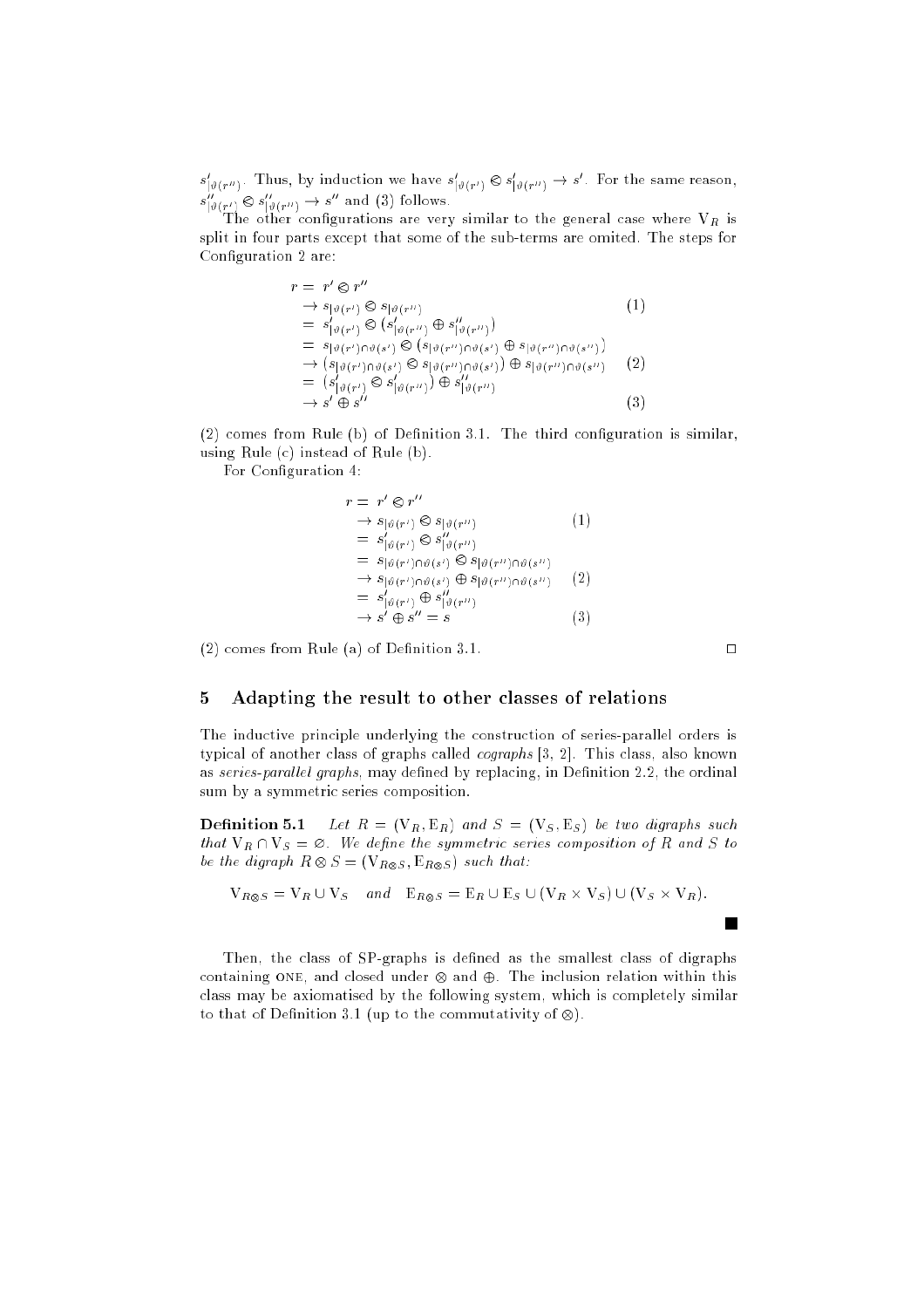$s'_{|\vartheta(r'')}$. Thus, by induction we have $s'_{|\vartheta(r')} \otimes s'_{|\vartheta(r'')} \to s'$. For the same reason, $s''_{|\vartheta(r')} \otimes s''_{|\vartheta(r'')} \to s''$ and (3) follows.

The other configurations are very similar to the general case where $V_R$ is split in four parts except that some of the sub-terms are omited. The steps for Configuration 2 are:

$$
\begin{aligned}
r &= r' \otimes r'' \\
&\to s_{|\vartheta(r')} \otimes s_{|\vartheta(r'')} && (1) \\
&= s'_{|\vartheta(r')} \otimes (s'_{|\vartheta(r'')} \oplus s''_{|\vartheta(r'')}) \\
&= s_{|\vartheta(r') \cap \vartheta(s')} \otimes (s_{|\vartheta(r'') \cap \vartheta(s')} \oplus s_{|\vartheta(r'') \cap \vartheta(s'')}) \\
&\to (s_{|\vartheta(r') \cap \vartheta(s')} \otimes s_{|\vartheta(r'') \cap \vartheta(s')}) \oplus s_{|\vartheta(r'') \cap \vartheta(s'')} && (2) \\
&= (s'_{|\vartheta(r')} \otimes s'_{|\vartheta(r'')}) \oplus s''_{|\vartheta(r'')} \\
&\to s' \oplus s'' && (3)
\end{aligned}
$$

(2) comes from Rule (b) of Definition 3.1. The third configuration is similar, using Rule (c) instead of Rule (b).

For Configuration 4:

$$
\begin{aligned}
r &= r' \otimes r'' \\
&\to s_{|\vartheta(r')} \otimes s_{|\vartheta(r'')} && (1) \\
&= s'_{|\vartheta(r')} \otimes s''_{|\vartheta(r'')} \\
&= s_{|\vartheta(r') \cap \vartheta(s')} \otimes s_{|\vartheta(r'') \cap \vartheta(s'')} \\
&\to s_{|\vartheta(r') \cap \vartheta(s')} \oplus s_{|\vartheta(r'') \cap \vartheta(s'')} && (2) \\
&= s'_{|\vartheta(r')} \oplus s''_{|\vartheta(r'')} \\
&\to s' \oplus s'' = s && (3)
\end{aligned}
$$

(2) comes from Rule (a) of Definition 3.1. □

## 5 Adapting the result to other classes of relations

The inductive principle underlying the construction of series-parallel orders is typical of another class of graphs called *cographs* [3, 2]. This class, also known as *series-parallel graphs*, may defined by replacing, in Definition 2.2, the ordinal sum by a symmetric series composition.

**Definition 5.1** *Let $R = (V_R, E_R)$ and $S = (V_S, E_S)$ be two digraphs such that $V_R \cap V_S = \varnothing$. We define the symmetric series composition of $R$ and $S$ to be the digraph $R \otimes S = (V_{R \otimes S}, E_{R \otimes S})$ such that:*

$$V_{R \otimes S} = V_R \cup V_S \quad \text{and} \quad E_{R \otimes S} = E_R \cup E_S \cup (V_R \times V_S) \cup (V_S \times V_R).$$

■

Then, the class of SP-graphs is defined as the smallest class of digraphs containing ONE, and closed under $\otimes$ and $\oplus$. The inclusion relation within this class may be axiomatised by the following system, which is completely similar to that of Definition 3.1 (up to the commutativity of $\otimes$).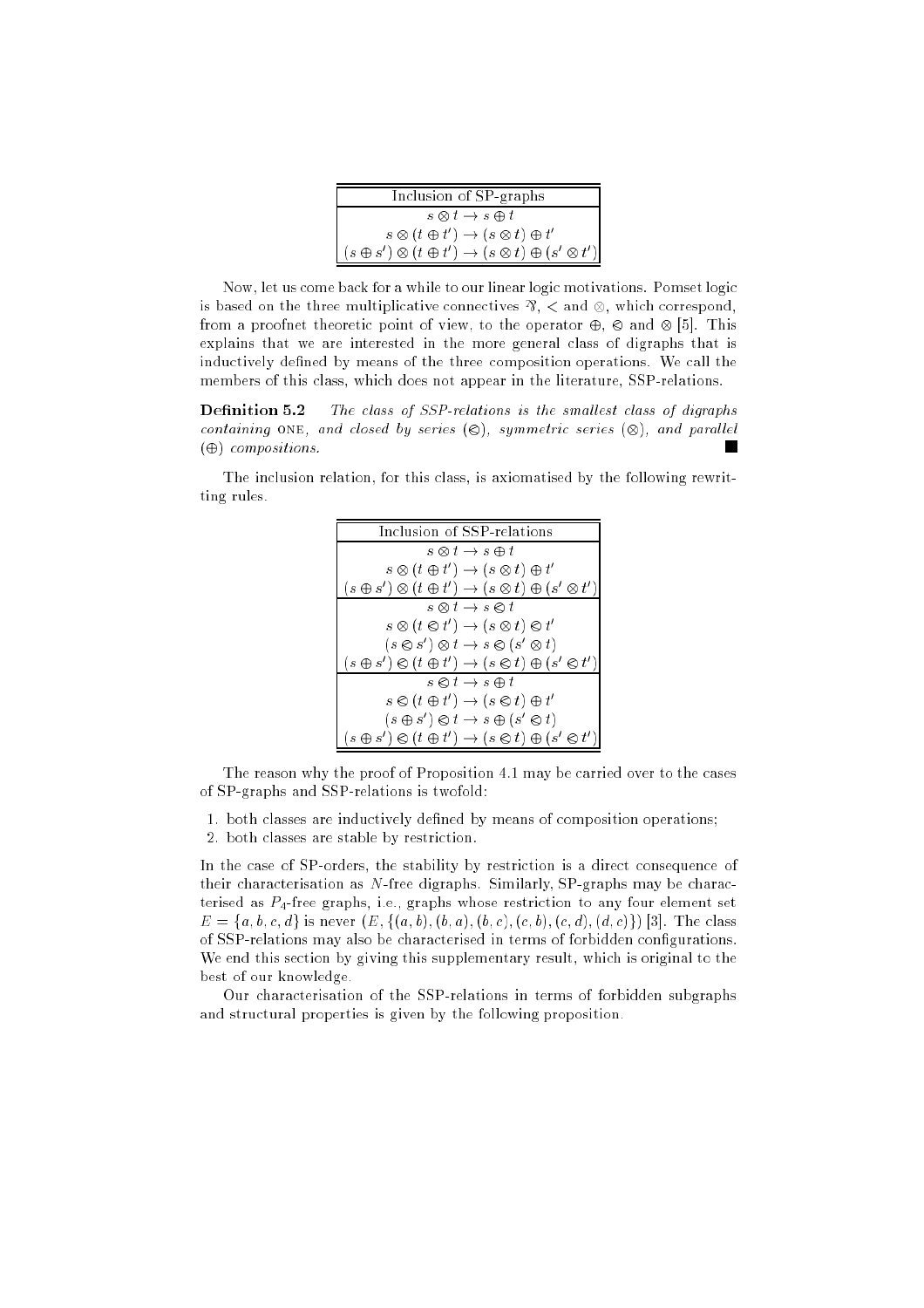| Inclusion of SP-graphs |
| --- |
| $s \otimes t \to s \oplus t$ |
| $s \otimes (t \oplus t') \to (s \otimes t) \oplus t'$ |
| $(s \oplus s') \otimes (t \oplus t') \to (s \otimes t) \oplus (s' \otimes t')$ |

Now, let us come back for a while to our linear logic motivations. Pomset logic is based on the three multiplicative connectives $⅋$, $<$ and $\otimes$, which correspond, from a proofnet theoretic point of view, to the operator $\oplus$, $\otimes$ and $\otimes$ [5]. This explains that we are interested in the more general class of digraphs that is inductively defined by means of the three composition operations. We call the members of this class, which does not appear in the literature, SSP-relations.

**Definition 5.2** *The class of SSP-relations is the smallest class of digraphs containing* ONE*, and closed by series ($\otimes$), symmetric series ($\otimes$), and parallel ($\oplus$) compositions.* ■

The inclusion relation, for this class, is axiomatised by the following rewritting rules.

| Inclusion of SSP-relations |
| --- |
| $s \otimes t \to s \oplus t$ |
| $s \otimes (t \oplus t') \to (s \otimes t) \oplus t'$ |
| $(s \oplus s') \otimes (t \oplus t') \to (s \otimes t) \oplus (s' \otimes t')$ |
| $s \otimes t \to s \otimes t$ |
| $s \otimes (t \otimes t') \to (s \otimes t) \otimes t'$ |
| $(s \otimes s') \otimes t \to s \otimes (s' \otimes t)$ |
| $(s \oplus s') \otimes (t \oplus t') \to (s \otimes t) \oplus (s' \otimes t')$ |
| $s \otimes t \to s \oplus t$ |
| $s \otimes (t \oplus t') \to (s \otimes t) \oplus t'$ |
| $(s \oplus s') \otimes t \to s \oplus (s' \otimes t)$ |
| $(s \oplus s') \otimes (t \oplus t') \to (s \otimes t) \oplus (s' \otimes t')$ |

The reason why the proof of Proposition 4.1 may be carried over to the cases of SP-graphs and SSP-relations is twofold:

1. both classes are inductively defined by means of composition operations;
2. both classes are stable by restriction.

In the case of SP-orders, the stability by restriction is a direct consequence of their characterisation as $N$-free digraphs. Similarly, SP-graphs may be characterised as $P_4$-free graphs, i.e., graphs whose restriction to any four element set $E = \{a, b, c, d\}$ is never $(E, \{(a, b), (b, a), (b, c), (c, b), (c, d), (d, c)\})$ [3]. The class of SSP-relations may also be characterised in terms of forbidden configurations. We end this section by giving this supplementary result, which is original to the best of our knowledge.

Our characterisation of the SSP-relations in terms of forbidden subgraphs and structural properties is given by the following proposition.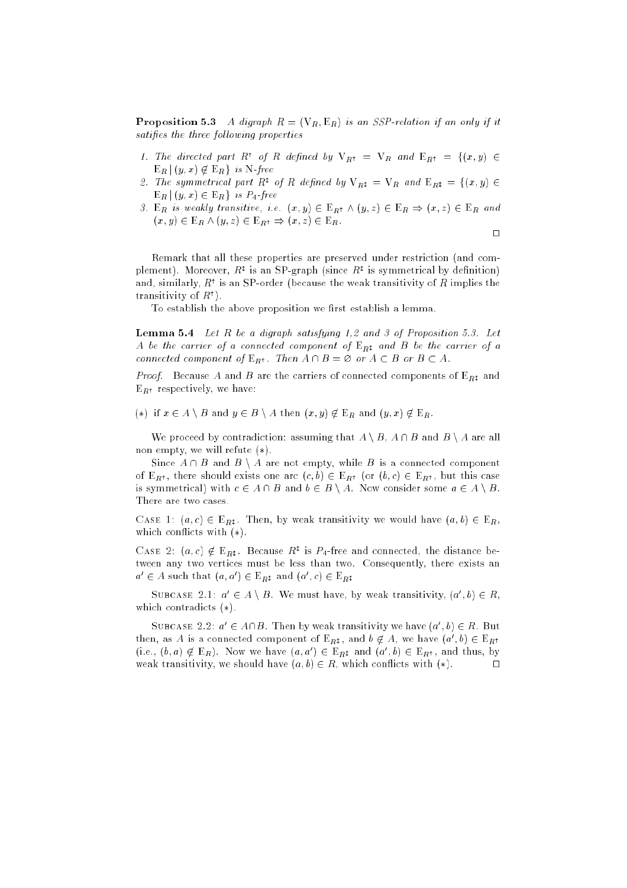**Proposition 5.3** *A digraph $R = (\mathrm{V}_R, \mathrm{E}_R)$ is an SSP-relation if an only if it satifies the three following properties*

1. *The directed part $R^{\uparrow}$ of $R$ defined by $\mathrm{V}_{R^{\uparrow}} = \mathrm{V}_R$ and $\mathrm{E}_{R^{\uparrow}} = \{(x,y) \in \mathrm{E}_R \,|\, (y,x) \notin \mathrm{E}_R\}$ is* N*-free*
2. *The symmetrical part $R^{\updownarrow}$ of $R$ defined by $\mathrm{V}_{R^{\updownarrow}} = \mathrm{V}_R$ and $\mathrm{E}_{R^{\updownarrow}} = \{(x,y) \in \mathrm{E}_R \,|\, (y,x) \in \mathrm{E}_R\}$ is $P_4$-free*
3. *$\mathrm{E}_R$ is weakly transitive, i.e. $(x,y) \in \mathrm{E}_{R^{\uparrow}} \wedge (y,z) \in \mathrm{E}_R \Rightarrow (x,z) \in \mathrm{E}_R$ and $(x,y) \in \mathrm{E}_R \wedge (y,z) \in \mathrm{E}_{R^{\uparrow}} \Rightarrow (x,z) \in \mathrm{E}_R$.*

□

Remark that all these properties are preserved under restriction (and complement). Moreover, $R^{\updownarrow}$ is an SP-graph (since $R^{\updownarrow}$ is symmetrical by definition) and, similarly, $R^{\uparrow}$ is an SP-order (because the weak transitivity of $R$ implies the transitivity of $R^{\uparrow}$).

To establish the above proposition we first establish a lemma.

**Lemma 5.4** *Let $R$ be a digraph satisfying 1,2 and 3 of Proposition 5.3. Let $A$ be the carrier of a connected component of $\mathrm{E}_{R^{\updownarrow}}$ and $B$ be the carrier of a connected component of $\mathrm{E}_{R^{\uparrow}}$. Then $A \cap B = \emptyset$ or $A \subset B$ or $B \subset A$.*

*Proof.* Because $A$ and $B$ are the carriers of connected components of $\mathrm{E}_{R^{\updownarrow}}$ and $\mathrm{E}_{R^{\uparrow}}$ respectively, we have:

$(*)$ if $x \in A \setminus B$ and $y \in B \setminus A$ then $(x,y) \notin \mathrm{E}_R$ and $(y,x) \notin \mathrm{E}_R$.

We proceed by contradiction: assuming that $A \setminus B$, $A \cap B$ and $B \setminus A$ are all non empty, we will refute $(*)$.

Since $A \cap B$ and $B \setminus A$ are not empty, while $B$ is a connected component of $\mathrm{E}_{R^{\uparrow}}$, there should exists one arc $(c,b) \in \mathrm{E}_{R^{\uparrow}}$ (or $(b,c) \in \mathrm{E}_{R^{\uparrow}}$, but this case is symmetrical) with $c \in A \cap B$ and $b \in B \setminus A$. Now consider some $a \in A \setminus B$. There are two cases.

Case 1: $(a,c) \in \mathrm{E}_{R^{\updownarrow}}$. Then, by weak transitivity we would have $(a,b) \in \mathrm{E}_R$, which conflicts with $(*)$.

Case 2: $(a,c) \notin \mathrm{E}_{R^{\updownarrow}}$. Because $R^{\updownarrow}$ is $P_4$-free and connected, the distance between any two vertices must be less than two. Consequently, there exists an $a' \in A$ such that $(a,a') \in \mathrm{E}_{R^{\updownarrow}}$ and $(a',c) \in \mathrm{E}_{R^{\updownarrow}}$

Subcase 2.1: $a' \in A \setminus B$. We must have, by weak transitivity, $(a',b) \in R$, which contradicts $(*)$.

Subcase 2.2: $a' \in A \cap B$. Then by weak transitivity we have $(a',b) \in R$. But then, as $A$ is a connected component of $\mathrm{E}_{R^{\updownarrow}}$, and $b \notin A$, we have $(a',b) \in \mathrm{E}_{R^{\uparrow}}$ (i.e., $(b,a) \notin \mathrm{E}_R$). Now we have $(a,a') \in \mathrm{E}_{R^{\updownarrow}}$ and $(a',b) \in \mathrm{E}_{R^{\uparrow}}$, and thus, by weak transitivity, we should have $(a,b) \in R$, which conflicts with $(*)$. □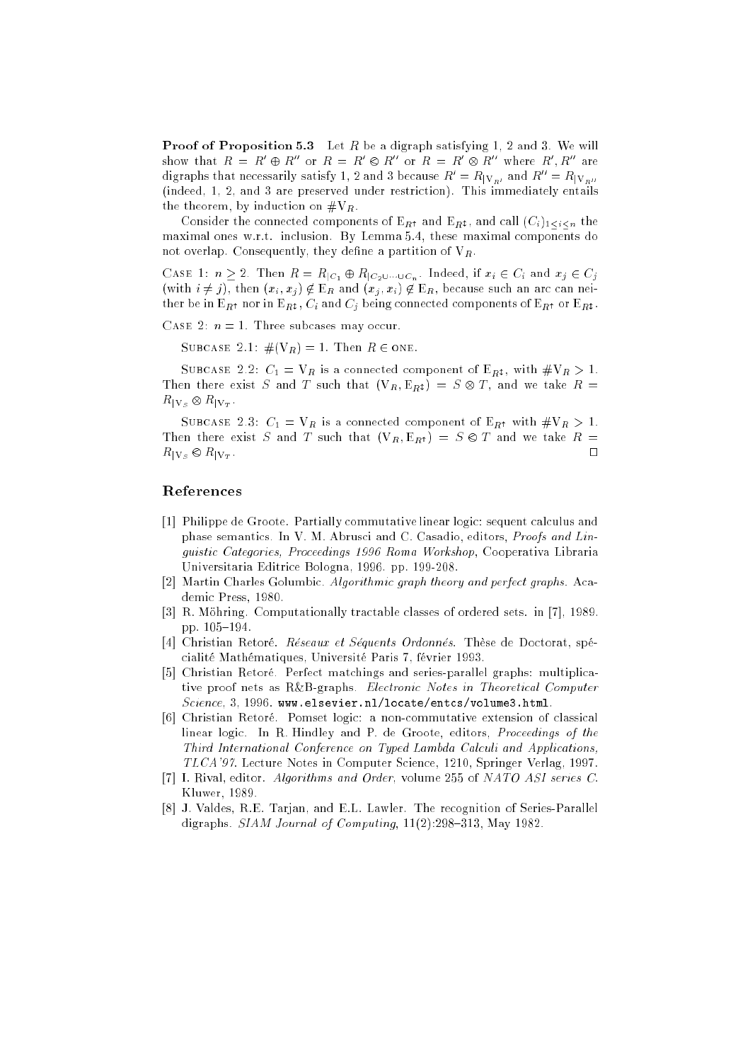**Proof of Proposition 5.3** Let $R$ be a digraph satisfying 1, 2 and 3. We will show that $R = R' \oplus R''$ or $R = R' \otimes R''$ or $R = R' \otimes R''$ where $R', R''$ are digraphs that necessarily satisfy 1, 2 and 3 because $R' = R_{|\mathrm{V}_{R'}}$ and $R'' = R_{|\mathrm{V}_{R''}}$ (indeed, 1, 2, and 3 are preserved under restriction). This immediately entails the theorem, by induction on $\#\mathrm{V}_R$.

Consider the connected components of $\mathrm{E}_{R\uparrow}$ and $\mathrm{E}_{R\updownarrow}$, and call $(C_i)_{1 \leq i \leq n}$ the maximal ones w.r.t. inclusion. By Lemma 5.4, these maximal components do not overlap. Consequently, they define a partition of $\mathrm{V}_R$.

Case 1: $n \geq 2$. Then $R = R_{|C_1} \oplus R_{|C_2 \cup \cdots \cup C_n}$. Indeed, if $x_i \in C_i$ and $x_j \in C_j$ (with $i \neq j$), then $(x_i, x_j) \notin \mathrm{E}_R$ and $(x_j, x_i) \notin \mathrm{E}_R$, because such an arc can neither be in $\mathrm{E}_{R\uparrow}$ nor in $\mathrm{E}_{R\updownarrow}$, $C_i$ and $C_j$ being connected components of $\mathrm{E}_{R\uparrow}$ or $\mathrm{E}_{R\updownarrow}$.

Case 2: $n = 1$. Three subcases may occur.

Subcase 2.1: $\#(\mathrm{V}_R) = 1$. Then $R \in$ one.

Subcase 2.2: $C_1 = \mathrm{V}_R$ is a connected component of $\mathrm{E}_{R\updownarrow}$, with $\#\mathrm{V}_R > 1$. Then there exist $S$ and $T$ such that $(\mathrm{V}_R, \mathrm{E}_{R\updownarrow}) = S \otimes T$, and we take $R = R_{|\mathrm{V}_S} \otimes R_{|\mathrm{V}_T}$.

Subcase 2.3: $C_1 = \mathrm{V}_R$ is a connected component of $\mathrm{E}_{R\uparrow}$ with $\#\mathrm{V}_R > 1$. Then there exist $S$ and $T$ such that $(\mathrm{V}_R, \mathrm{E}_{R\uparrow}) = S \otimes T$ and we take $R = R_{|\mathrm{V}_S} \otimes R_{|\mathrm{V}_T}$. □

## References

[1] Philippe de Groote. Partially commutative linear logic: sequent calculus and phase semantics. In V. M. Abrusci and C. Casadio, editors, *Proofs and Linguistic Categories, Proceedings 1996 Roma Workshop*, Cooperativa Libraria Universitaria Editrice Bologna, 1996. pp. 199-208.

[2] Martin Charles Golumbic. *Algorithmic graph theory and perfect graphs*. Academic Press, 1980.

[3] R. Möhring. Computationally tractable classes of ordered sets. in [7], 1989. pp. 105–194.

[4] Christian Retoré. *Réseaux et Séquents Ordonnés*. Thèse de Doctorat, spécialité Mathématiques, Université Paris 7, février 1993.

[5] Christian Retoré. Perfect matchings and series-parallel graphs: multiplicative proof nets as R&B-graphs. *Electronic Notes in Theoretical Computer Science*, 3, 1996. `www.elsevier.nl/locate/entcs/volume3.html`.

[6] Christian Retoré. Pomset logic: a non-commutative extension of classical linear logic. In R. Hindley and P. de Groote, editors, *Proceedings of the Third International Conference on Typed Lambda Calculi and Applications, TLCA'97*. Lecture Notes in Computer Science, 1210, Springer Verlag, 1997.

[7] I. Rival, editor. *Algorithms and Order*, volume 255 of *NATO ASI series C*. Kluwer, 1989.

[8] J. Valdes, R.E. Tarjan, and E.L. Lawler. The recognition of Series-Parallel digraphs. *SIAM Journal of Computing*, 11(2):298–313, May 1982.